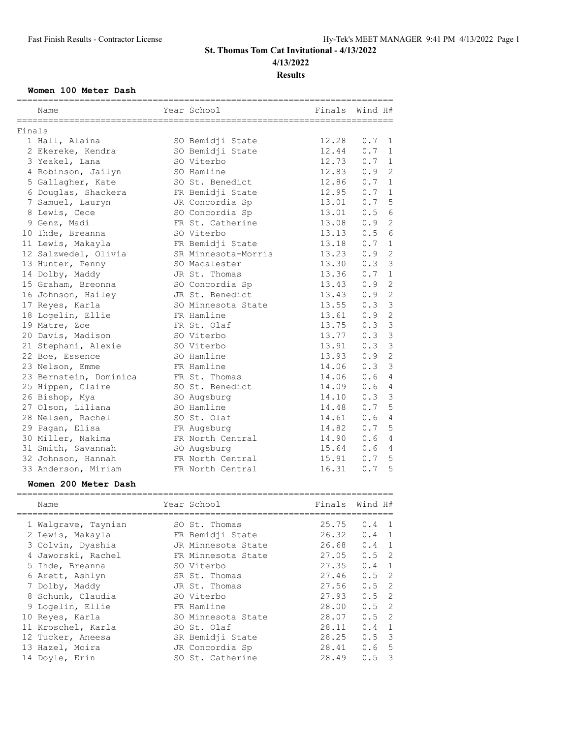# St. Thomas Tom Cat Invitational - 4/13/2022

**4/13/2022**

**Results**

### Women 100 Meter Dash

Finals

| Place | Name | Year | School | Finals | Wind | H# |
|---|---|---|---|---|---|---|
| 1 | Hall, Alaina | SO | Bemidji State | 12.28 | 0.7 | 1 |
| 2 | Ekereke, Kendra | SO | Bemidji State | 12.44 | 0.7 | 1 |
| 3 | Yeakel, Lana | SO | Viterbo | 12.73 | 0.7 | 1 |
| 4 | Robinson, Jailyn | SO | Hamline | 12.83 | 0.9 | 2 |
| 5 | Gallagher, Kate | SO | St. Benedict | 12.86 | 0.7 | 1 |
| 6 | Douglas, Shackera | FR | Bemidji State | 12.95 | 0.7 | 1 |
| 7 | Samuel, Lauryn | JR | Concordia Sp | 13.01 | 0.7 | 5 |
| 8 | Lewis, Cece | SO | Concordia Sp | 13.01 | 0.5 | 6 |
| 9 | Genz, Madi | FR | St. Catherine | 13.08 | 0.9 | 2 |
| 10 | Ihde, Breanna | SO | Viterbo | 13.13 | 0.5 | 6 |
| 11 | Lewis, Makayla | FR | Bemidji State | 13.18 | 0.7 | 1 |
| 12 | Salzwedel, Olivia | SR | Minnesota-Morris | 13.23 | 0.9 | 2 |
| 13 | Hunter, Penny | SO | Macalester | 13.30 | 0.3 | 3 |
| 14 | Dolby, Maddy | JR | St. Thomas | 13.36 | 0.7 | 1 |
| 15 | Graham, Breonna | SO | Concordia Sp | 13.43 | 0.9 | 2 |
| 16 | Johnson, Hailey | JR | St. Benedict | 13.43 | 0.9 | 2 |
| 17 | Reyes, Karla | SO | Minnesota State | 13.55 | 0.3 | 3 |
| 18 | Logelin, Ellie | FR | Hamline | 13.61 | 0.9 | 2 |
| 19 | Matre, Zoe | FR | St. Olaf | 13.75 | 0.3 | 3 |
| 20 | Davis, Madison | SO | Viterbo | 13.77 | 0.3 | 3 |
| 21 | Stephani, Alexie | SO | Viterbo | 13.91 | 0.3 | 3 |
| 22 | Boe, Essence | SO | Hamline | 13.93 | 0.9 | 2 |
| 23 | Nelson, Emme | FR | Hamline | 14.06 | 0.3 | 3 |
| 23 | Bernstein, Dominica | FR | St. Thomas | 14.06 | 0.6 | 4 |
| 25 | Hippen, Claire | SO | St. Benedict | 14.09 | 0.6 | 4 |
| 26 | Bishop, Mya | SO | Augsburg | 14.10 | 0.3 | 3 |
| 27 | Olson, Liliana | SO | Hamline | 14.48 | 0.7 | 5 |
| 28 | Nelsen, Rachel | SO | St. Olaf | 14.61 | 0.6 | 4 |
| 29 | Pagan, Elisa | FR | Augsburg | 14.82 | 0.7 | 5 |
| 30 | Miller, Nakima | FR | North Central | 14.90 | 0.6 | 4 |
| 31 | Smith, Savannah | SO | Augsburg | 15.64 | 0.6 | 4 |
| 32 | Johnson, Hannah | FR | North Central | 15.91 | 0.7 | 5 |
| 33 | Anderson, Miriam | FR | North Central | 16.31 | 0.7 | 5 |

### Women 200 Meter Dash

| Place | Name | Year | School | Finals | Wind | H# |
|---|---|---|---|---|---|---|
| 1 | Walgrave, Taynian | SO | St. Thomas | 25.75 | 0.4 | 1 |
| 2 | Lewis, Makayla | FR | Bemidji State | 26.32 | 0.4 | 1 |
| 3 | Colvin, Dyashia | JR | Minnesota State | 26.68 | 0.4 | 1 |
| 4 | Jaworski, Rachel | FR | Minnesota State | 27.05 | 0.5 | 2 |
| 5 | Ihde, Breanna | SO | Viterbo | 27.35 | 0.4 | 1 |
| 6 | Arett, Ashlyn | SR | St. Thomas | 27.46 | 0.5 | 2 |
| 7 | Dolby, Maddy | JR | St. Thomas | 27.56 | 0.5 | 2 |
| 8 | Schunk, Claudia | SO | Viterbo | 27.93 | 0.5 | 2 |
| 9 | Logelin, Ellie | FR | Hamline | 28.00 | 0.5 | 2 |
| 10 | Reyes, Karla | SO | Minnesota State | 28.07 | 0.5 | 2 |
| 11 | Kroschel, Karla | SO | St. Olaf | 28.11 | 0.4 | 1 |
| 12 | Tucker, Aneesa | SR | Bemidji State | 28.25 | 0.5 | 3 |
| 13 | Hazel, Moira | JR | Concordia Sp | 28.41 | 0.6 | 5 |
| 14 | Doyle, Erin | SO | St. Catherine | 28.49 | 0.5 | 3 |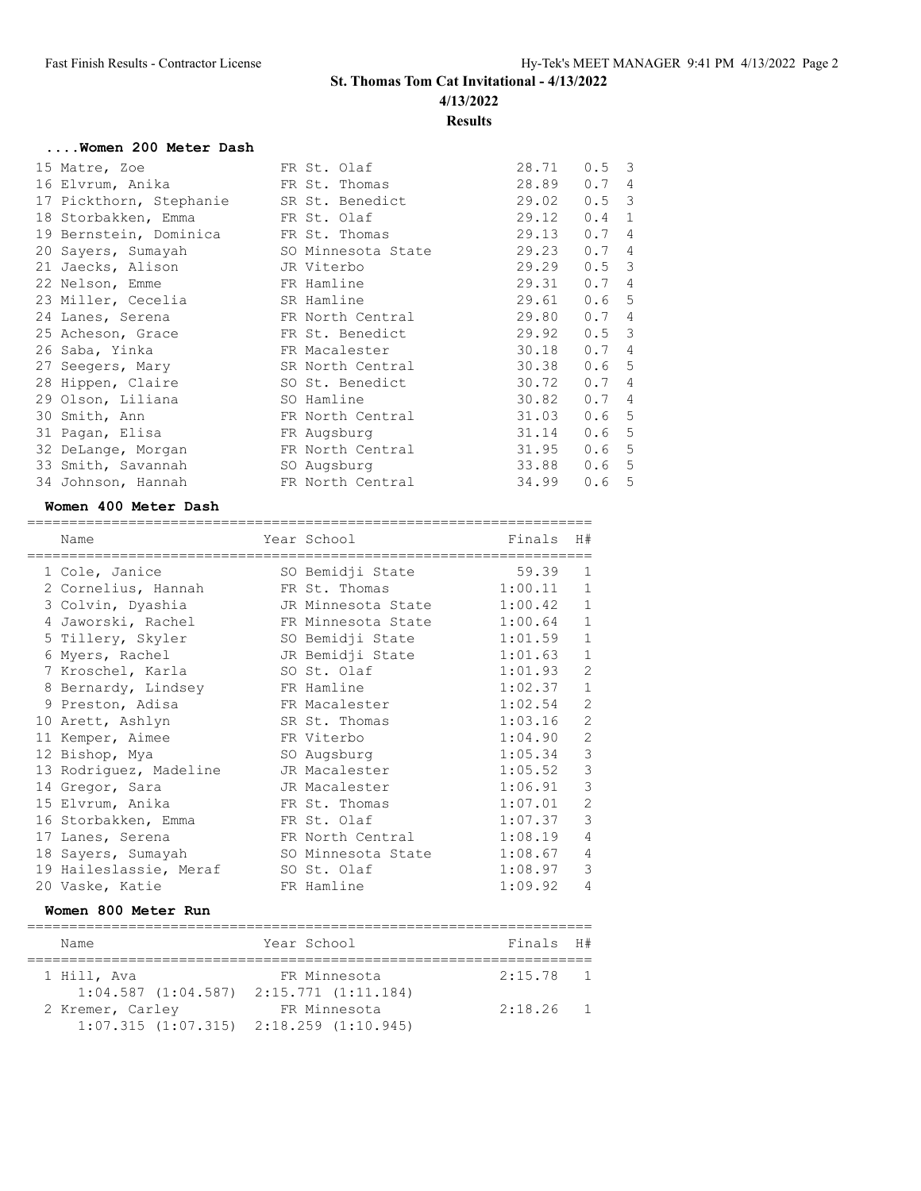# St. Thomas Tom Cat Invitational - 4/13/2022

**4/13/2022**

**Results**

### ....Women 200 Meter Dash

| Place | Name | Year | School | Finals | Wind | H# |
|---|---|---|---|---|---|---|
| 15 | Matre, Zoe | FR | St. Olaf | 28.71 | 0.5 | 3 |
| 16 | Elvrum, Anika | FR | St. Thomas | 28.89 | 0.7 | 4 |
| 17 | Pickthorn, Stephanie | SR | St. Benedict | 29.02 | 0.5 | 3 |
| 18 | Storbakken, Emma | FR | St. Olaf | 29.12 | 0.4 | 1 |
| 19 | Bernstein, Dominica | FR | St. Thomas | 29.13 | 0.7 | 4 |
| 20 | Sayers, Sumayah | SO | Minnesota State | 29.23 | 0.7 | 4 |
| 21 | Jaecks, Alison | JR | Viterbo | 29.29 | 0.5 | 3 |
| 22 | Nelson, Emme | FR | Hamline | 29.31 | 0.7 | 4 |
| 23 | Miller, Cecelia | SR | Hamline | 29.61 | 0.6 | 5 |
| 24 | Lanes, Serena | FR | North Central | 29.80 | 0.7 | 4 |
| 25 | Acheson, Grace | FR | St. Benedict | 29.92 | 0.5 | 3 |
| 26 | Saba, Yinka | FR | Macalester | 30.18 | 0.7 | 4 |
| 27 | Seegers, Mary | SR | North Central | 30.38 | 0.6 | 5 |
| 28 | Hippen, Claire | SO | St. Benedict | 30.72 | 0.7 | 4 |
| 29 | Olson, Liliana | SO | Hamline | 30.82 | 0.7 | 4 |
| 30 | Smith, Ann | FR | North Central | 31.03 | 0.6 | 5 |
| 31 | Pagan, Elisa | FR | Augsburg | 31.14 | 0.6 | 5 |
| 32 | DeLange, Morgan | FR | North Central | 31.95 | 0.6 | 5 |
| 33 | Smith, Savannah | SO | Augsburg | 33.88 | 0.6 | 5 |
| 34 | Johnson, Hannah | FR | North Central | 34.99 | 0.6 | 5 |

### Women 400 Meter Dash

| Place | Name | Year | School | Finals | H# |
|---|---|---|---|---|---|
| 1 | Cole, Janice | SO | Bemidji State | 59.39 | 1 |
| 2 | Cornelius, Hannah | FR | St. Thomas | 1:00.11 | 1 |
| 3 | Colvin, Dyashia | JR | Minnesota State | 1:00.42 | 1 |
| 4 | Jaworski, Rachel | FR | Minnesota State | 1:00.64 | 1 |
| 5 | Tillery, Skyler | SO | Bemidji State | 1:01.59 | 1 |
| 6 | Myers, Rachel | JR | Bemidji State | 1:01.63 | 1 |
| 7 | Kroschel, Karla | SO | St. Olaf | 1:01.93 | 2 |
| 8 | Bernardy, Lindsey | FR | Hamline | 1:02.37 | 1 |
| 9 | Preston, Adisa | FR | Macalester | 1:02.54 | 2 |
| 10 | Arett, Ashlyn | SR | St. Thomas | 1:03.16 | 2 |
| 11 | Kemper, Aimee | FR | Viterbo | 1:04.90 | 2 |
| 12 | Bishop, Mya | SO | Augsburg | 1:05.34 | 3 |
| 13 | Rodriguez, Madeline | JR | Macalester | 1:05.52 | 3 |
| 14 | Gregor, Sara | JR | Macalester | 1:06.91 | 3 |
| 15 | Elvrum, Anika | FR | St. Thomas | 1:07.01 | 2 |
| 16 | Storbakken, Emma | FR | St. Olaf | 1:07.37 | 3 |
| 17 | Lanes, Serena | FR | North Central | 1:08.19 | 4 |
| 18 | Sayers, Sumayah | SO | Minnesota State | 1:08.67 | 4 |
| 19 | Haileslassie, Meraf | SO | St. Olaf | 1:08.97 | 3 |
| 20 | Vaske, Katie | FR | Hamline | 1:09.92 | 4 |

### Women 800 Meter Run

| Place | Name | Year | School | Finals | H# |
|---|---|---|---|---|---|
| 1 | Hill, Ava | FR | Minnesota | 2:15.78 | 1 |
| | 1:04.587 (1:04.587) 2:15.771 (1:11.184) | | | | |
| 2 | Kremer, Carley | FR | Minnesota | 2:18.26 | 1 |
| | 1:07.315 (1:07.315) 2:18.259 (1:10.945) | | | | |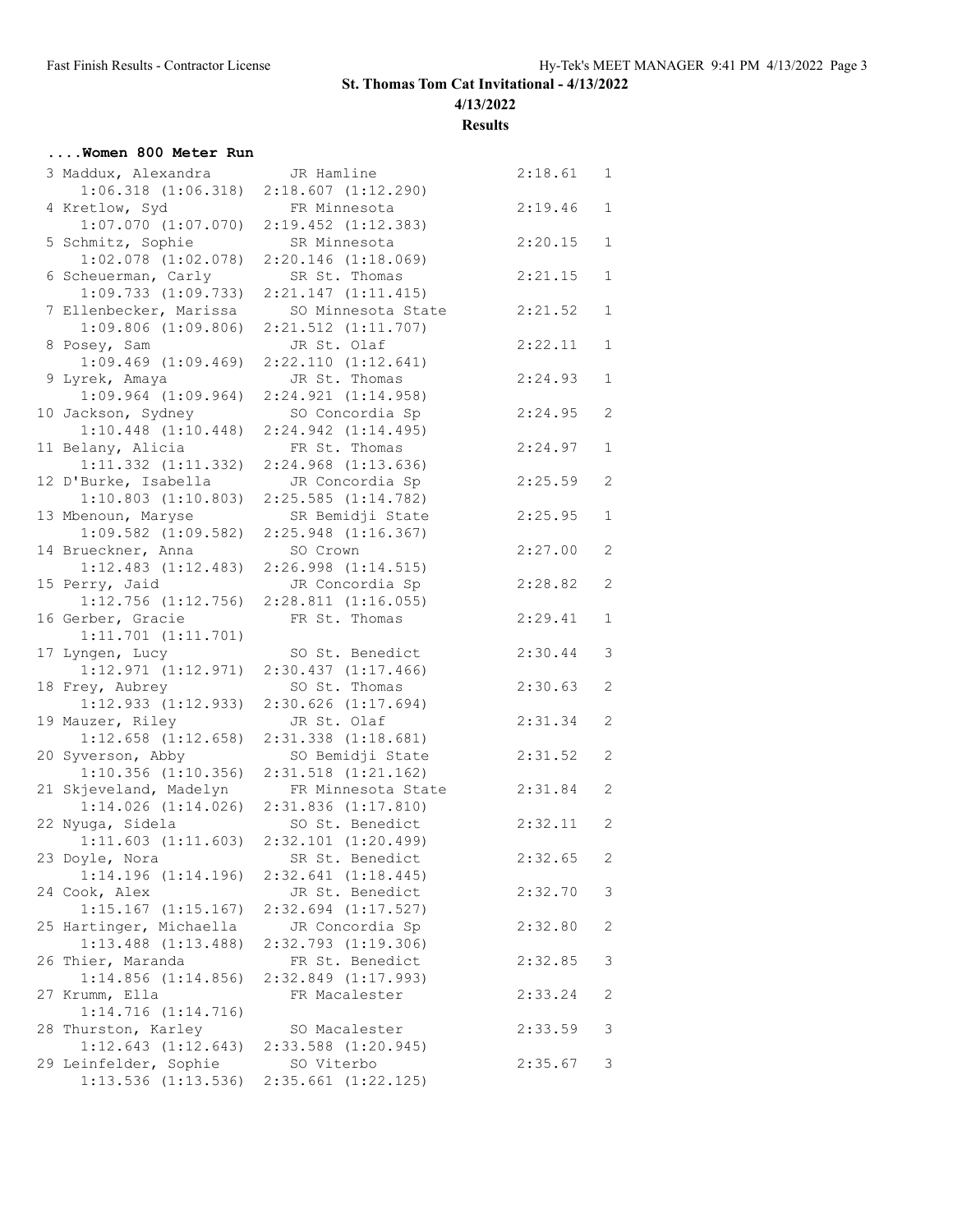## St. Thomas Tom Cat Invitational - 4/13/2022

**4/13/2022**

**Results**

### ....Women 800 Meter Run

| Place | Name | Year | School | Time | Heat | Split 1 | Split 2 |
|---|---|---|---|---|---|---|---|
| 3 | Maddux, Alexandra | JR | Hamline | 2:18.61 | 1 | 1:06.318 (1:06.318) | 2:18.607 (1:12.290) |
| 4 | Kretlow, Syd | FR | Minnesota | 2:19.46 | 1 | 1:07.070 (1:07.070) | 2:19.452 (1:12.383) |
| 5 | Schmitz, Sophie | SR | Minnesota | 2:20.15 | 1 | 1:02.078 (1:02.078) | 2:20.146 (1:18.069) |
| 6 | Scheuerman, Carly | SR | St. Thomas | 2:21.15 | 1 | 1:09.733 (1:09.733) | 2:21.147 (1:11.415) |
| 7 | Ellenbecker, Marissa | SO | Minnesota State | 2:21.52 | 1 | 1:09.806 (1:09.806) | 2:21.512 (1:11.707) |
| 8 | Posey, Sam | JR | St. Olaf | 2:22.11 | 1 | 1:09.469 (1:09.469) | 2:22.110 (1:12.641) |
| 9 | Lyrek, Amaya | JR | St. Thomas | 2:24.93 | 1 | 1:09.964 (1:09.964) | 2:24.921 (1:14.958) |
| 10 | Jackson, Sydney | SO | Concordia Sp | 2:24.95 | 2 | 1:10.448 (1:10.448) | 2:24.942 (1:14.495) |
| 11 | Belany, Alicia | FR | St. Thomas | 2:24.97 | 1 | 1:11.332 (1:11.332) | 2:24.968 (1:13.636) |
| 12 | D'Burke, Isabella | JR | Concordia Sp | 2:25.59 | 2 | 1:10.803 (1:10.803) | 2:25.585 (1:14.782) |
| 13 | Mbenoun, Maryse | SR | Bemidji State | 2:25.95 | 1 | 1:09.582 (1:09.582) | 2:25.948 (1:16.367) |
| 14 | Brueckner, Anna | SO | Crown | 2:27.00 | 2 | 1:12.483 (1:12.483) | 2:26.998 (1:14.515) |
| 15 | Perry, Jaid | JR | Concordia Sp | 2:28.82 | 2 | 1:12.756 (1:12.756) | 2:28.811 (1:16.055) |
| 16 | Gerber, Gracie | FR | St. Thomas | 2:29.41 | 1 | 1:11.701 (1:11.701) | |
| 17 | Lyngen, Lucy | SO | St. Benedict | 2:30.44 | 3 | 1:12.971 (1:12.971) | 2:30.437 (1:17.466) |
| 18 | Frey, Aubrey | SO | St. Thomas | 2:30.63 | 2 | 1:12.933 (1:12.933) | 2:30.626 (1:17.694) |
| 19 | Mauzer, Riley | JR | St. Olaf | 2:31.34 | 2 | 1:12.658 (1:12.658) | 2:31.338 (1:18.681) |
| 20 | Syverson, Abby | SO | Bemidji State | 2:31.52 | 2 | 1:10.356 (1:10.356) | 2:31.518 (1:21.162) |
| 21 | Skjeveland, Madelyn | FR | Minnesota State | 2:31.84 | 2 | 1:14.026 (1:14.026) | 2:31.836 (1:17.810) |
| 22 | Nyuga, Sidela | SO | St. Benedict | 2:32.11 | 2 | 1:11.603 (1:11.603) | 2:32.101 (1:20.499) |
| 23 | Doyle, Nora | SR | St. Benedict | 2:32.65 | 2 | 1:14.196 (1:14.196) | 2:32.641 (1:18.445) |
| 24 | Cook, Alex | JR | St. Benedict | 2:32.70 | 3 | 1:15.167 (1:15.167) | 2:32.694 (1:17.527) |
| 25 | Hartinger, Michaella | JR | Concordia Sp | 2:32.80 | 2 | 1:13.488 (1:13.488) | 2:32.793 (1:19.306) |
| 26 | Thier, Maranda | FR | St. Benedict | 2:32.85 | 3 | 1:14.856 (1:14.856) | 2:32.849 (1:17.993) |
| 27 | Krumm, Ella | FR | Macalester | 2:33.24 | 2 | 1:14.716 (1:14.716) | |
| 28 | Thurston, Karley | SO | Macalester | 2:33.59 | 3 | 1:12.643 (1:12.643) | 2:33.588 (1:20.945) |
| 29 | Leinfelder, Sophie | SO | Viterbo | 2:35.67 | 3 | 1:13.536 (1:13.536) | 2:35.661 (1:22.125) |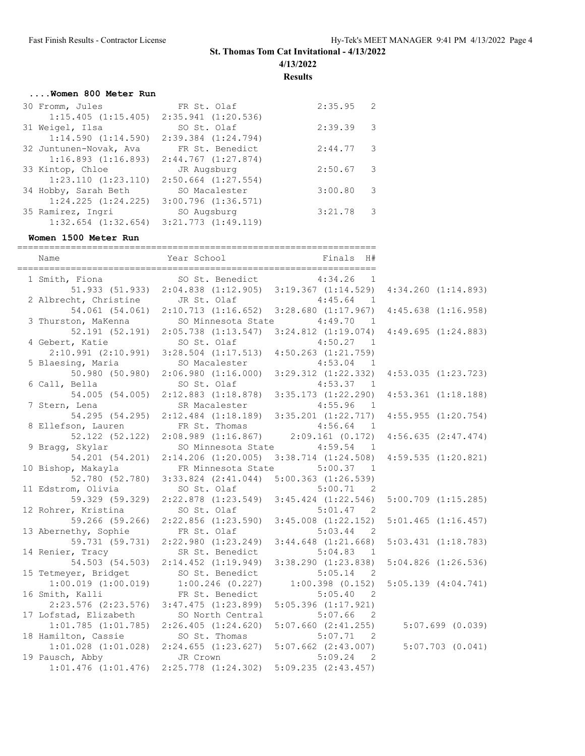## St. Thomas Tom Cat Invitational - 4/13/2022

**4/13/2022**

**Results**

### ....Women 800 Meter Run

```
 30 Fromm, Jules               FR St. Olaf                 2:35.95   2
      1:15.405 (1:15.405)  2:35.941 (1:20.536)
 31 Weigel, Ilsa               SO St. Olaf                 2:39.39   3
      1:14.590 (1:14.590)  2:39.384 (1:24.794)
 32 Juntunen-Novak, Ava        FR St. Benedict             2:44.77   3
      1:16.893 (1:16.893)  2:44.767 (1:27.874)
 33 Kintop, Chloe              JR Augsburg                 2:50.67   3
      1:23.110 (1:23.110)  2:50.664 (1:27.554)
 34 Hobby, Sarah Beth          SO Macalester               3:00.80   3
      1:24.225 (1:24.225)  3:00.796 (1:36.571)
 35 Ramirez, Ingri             SO Augsburg                 3:21.78   3
      1:32.654 (1:32.654)  3:21.773 (1:49.119)
```

### Women 1500 Meter Run

```
===================================================================
    Name                    Year School                  Finals  H#
===================================================================
  1 Smith, Fiona               SO St. Benedict             4:34.26   1
         51.933 (51.933)  2:04.838 (1:12.905)  3:19.367 (1:14.529)  4:34.260 (1:14.893)
  2 Albrecht, Christine        JR St. Olaf                 4:45.64   1
         54.061 (54.061)  2:10.713 (1:16.652)  3:28.680 (1:17.967)  4:45.638 (1:16.958)
  3 Thurston, MaKenna          SO Minnesota State          4:49.70   1
         52.191 (52.191)  2:05.738 (1:13.547)  3:24.812 (1:19.074)  4:49.695 (1:24.883)
  4 Gebert, Katie              SO St. Olaf                 4:50.27   1
      2:10.991 (2:10.991)  3:28.504 (1:17.513)  4:50.263 (1:21.759)
  5 Blaesing, Maria            SO Macalester               4:53.04   1
         50.980 (50.980)  2:06.980 (1:16.000)  3:29.312 (1:22.332)  4:53.035 (1:23.723)
  6 Call, Bella                SO St. Olaf                 4:53.37   1
         54.005 (54.005)  2:12.883 (1:18.878)  3:35.173 (1:22.290)  4:53.361 (1:18.188)
  7 Stern, Lena                SR Macalester               4:55.96   1
         54.295 (54.295)  2:12.484 (1:18.189)  3:35.201 (1:22.717)  4:55.955 (1:20.754)
  8 Ellefson, Lauren           FR St. Thomas               4:56.64   1
         52.122 (52.122)  2:08.989 (1:16.867)     2:09.161 (0.172)  4:56.635 (2:47.474)
  9 Bragg, Skylar              SO Minnesota State          4:59.54   1
         54.201 (54.201)  2:14.206 (1:20.005)  3:38.714 (1:24.508)  4:59.535 (1:20.821)
 10 Bishop, Makayla            FR Minnesota State          5:00.37   1
         52.780 (52.780)  3:33.824 (2:41.044)  5:00.363 (1:26.539)
 11 Edstrom, Olivia            SO St. Olaf                 5:00.71   2
         59.329 (59.329)  2:22.878 (1:23.549)  3:45.424 (1:22.546)  5:00.709 (1:15.285)
 12 Rohrer, Kristina           SO St. Olaf                 5:01.47   2
         59.266 (59.266)  2:22.856 (1:23.590)  3:45.008 (1:22.152)  5:01.465 (1:16.457)
 13 Abernethy, Sophie          FR St. Olaf                 5:03.44   2
         59.731 (59.731)  2:22.980 (1:23.249)  3:44.648 (1:21.668)  5:03.431 (1:18.783)
 14 Renier, Tracy              SR St. Benedict             5:04.83   1
         54.503 (54.503)  2:14.452 (1:19.949)  3:38.290 (1:23.838)  5:04.826 (1:26.536)
 15 Tetmeyer, Bridget          SO St. Benedict             5:05.14   2
      1:00.019 (1:00.019)     1:00.246 (0.227)     1:00.398 (0.152)  5:05.139 (4:04.741)
 16 Smith, Kalli               FR St. Benedict             5:05.40   2
      2:23.576 (2:23.576)  3:47.475 (1:23.899)  5:05.396 (1:17.921)
 17 Lofstad, Elizabeth         SO North Central            5:07.66   2
      1:01.785 (1:01.785)  2:26.405 (1:24.620)  5:07.660 (2:41.255)     5:07.699 (0.039)
 18 Hamilton, Cassie           SO St. Thomas               5:07.71   2
      1:01.028 (1:01.028)  2:24.655 (1:23.627)  5:07.662 (2:43.007)     5:07.703 (0.041)
 19 Pausch, Abby               JR Crown                    5:09.24   2
      1:01.476 (1:01.476)  2:25.778 (1:24.302)  5:09.235 (2:43.457)
```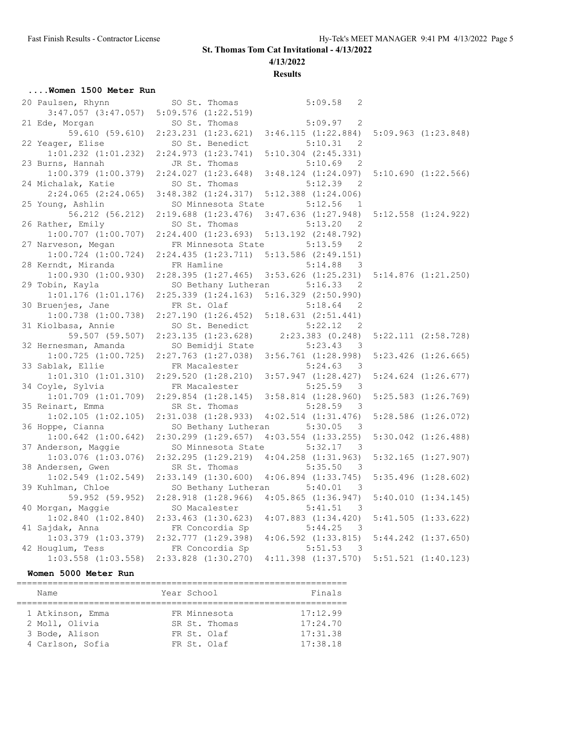## St. Thomas Tom Cat Invitational - 4/13/2022

**4/13/2022**

**Results**

### ....Women 1500 Meter Run

```
 20 Paulsen, Rhynn            SO St. Thomas            5:09.58   2
      3:47.057 (3:47.057)  5:09.576 (1:22.519)
 21 Ede, Morgan               SO St. Thomas            5:09.97   2
        59.610 (59.610)  2:23.231 (1:23.621)  3:46.115 (1:22.884)  5:09.963 (1:23.848)
 22 Yeager, Elise             SO St. Benedict          5:10.31   2
      1:01.232 (1:01.232)  2:24.973 (1:23.741)  5:10.304 (2:45.331)
 23 Burns, Hannah             JR St. Thomas            5:10.69   2
      1:00.379 (1:00.379)  2:24.027 (1:23.648)  3:48.124 (1:24.097)  5:10.690 (1:22.566)
 24 Michalak, Katie           SO St. Thomas            5:12.39   2
      2:24.065 (2:24.065)  3:48.382 (1:24.317)  5:12.388 (1:24.006)
 25 Young, Ashlin             SO Minnesota State       5:12.56   1
        56.212 (56.212)  2:19.688 (1:23.476)  3:47.636 (1:27.948)  5:12.558 (1:24.922)
 26 Rather, Emily             SO St. Thomas            5:13.20   2
      1:00.707 (1:00.707)  2:24.400 (1:23.693)  5:13.192 (2:48.792)
 27 Narveson, Megan           FR Minnesota State       5:13.59   2
      1:00.724 (1:00.724)  2:24.435 (1:23.711)  5:13.586 (2:49.151)
 28 Kerndt, Miranda           FR Hamline               5:14.88   3
      1:00.930 (1:00.930)  2:28.395 (1:27.465)  3:53.626 (1:25.231)  5:14.876 (1:21.250)
 29 Tobin, Kayla              SO Bethany Lutheran      5:16.33   2
      1:01.176 (1:01.176)  2:25.339 (1:24.163)  5:16.329 (2:50.990)
 30 Bruenjes, Jane            FR St. Olaf              5:18.64   2
      1:00.738 (1:00.738)  2:27.190 (1:26.452)  5:18.631 (2:51.441)
 31 Kiolbasa, Annie           SO St. Benedict          5:22.12   2
        59.507 (59.507)  2:23.135 (1:23.628)    2:23.383 (0.248)  5:22.111 (2:58.728)
 32 Hernesman, Amanda         SO Bemidji State         5:23.43   3
      1:00.725 (1:00.725)  2:27.763 (1:27.038)  3:56.761 (1:28.998)  5:23.426 (1:26.665)
 33 Sablak, Ellie             FR Macalester            5:24.63   3
      1:01.310 (1:01.310)  2:29.520 (1:28.210)  3:57.947 (1:28.427)  5:24.624 (1:26.677)
 34 Coyle, Sylvia             FR Macalester            5:25.59   3
      1:01.709 (1:01.709)  2:29.854 (1:28.145)  3:58.814 (1:28.960)  5:25.583 (1:26.769)
 35 Reinart, Emma             SR St. Thomas            5:28.59   3
      1:02.105 (1:02.105)  2:31.038 (1:28.933)  4:02.514 (1:31.476)  5:28.586 (1:26.072)
 36 Hoppe, Cianna             SO Bethany Lutheran      5:30.05   3
      1:00.642 (1:00.642)  2:30.299 (1:29.657)  4:03.554 (1:33.255)  5:30.042 (1:26.488)
 37 Anderson, Maggie          SO Minnesota State       5:32.17   3
      1:03.076 (1:03.076)  2:32.295 (1:29.219)  4:04.258 (1:31.963)  5:32.165 (1:27.907)
 38 Andersen, Gwen            SR St. Thomas            5:35.50   3
      1:02.549 (1:02.549)  2:33.149 (1:30.600)  4:06.894 (1:33.745)  5:35.496 (1:28.602)
 39 Kuhlman, Chloe            SO Bethany Lutheran      5:40.01   3
        59.952 (59.952)  2:28.918 (1:28.966)  4:05.865 (1:36.947)  5:40.010 (1:34.145)
 40 Morgan, Maggie            SO Macalester            5:41.51   3
      1:02.840 (1:02.840)  2:33.463 (1:30.623)  4:07.883 (1:34.420)  5:41.505 (1:33.622)
 41 Sajdak, Anna              FR Concordia Sp          5:44.25   3
      1:03.379 (1:03.379)  2:32.777 (1:29.398)  4:06.592 (1:33.815)  5:44.242 (1:37.650)
 42 Houglum, Tess             FR Concordia Sp          5:51.53   3
      1:03.558 (1:03.558)  2:33.828 (1:30.270)  4:11.398 (1:37.570)  5:51.521 (1:40.123)
```

### Women 5000 Meter Run

| Name | Year School | Finals |
|---|---|---|
| 1 Atkinson, Emma | FR Minnesota | 17:12.99 |
| 2 Moll, Olivia | SR St. Thomas | 17:24.70 |
| 3 Bode, Alison | FR St. Olaf | 17:31.38 |
| 4 Carlson, Sofia | FR St. Olaf | 17:38.18 |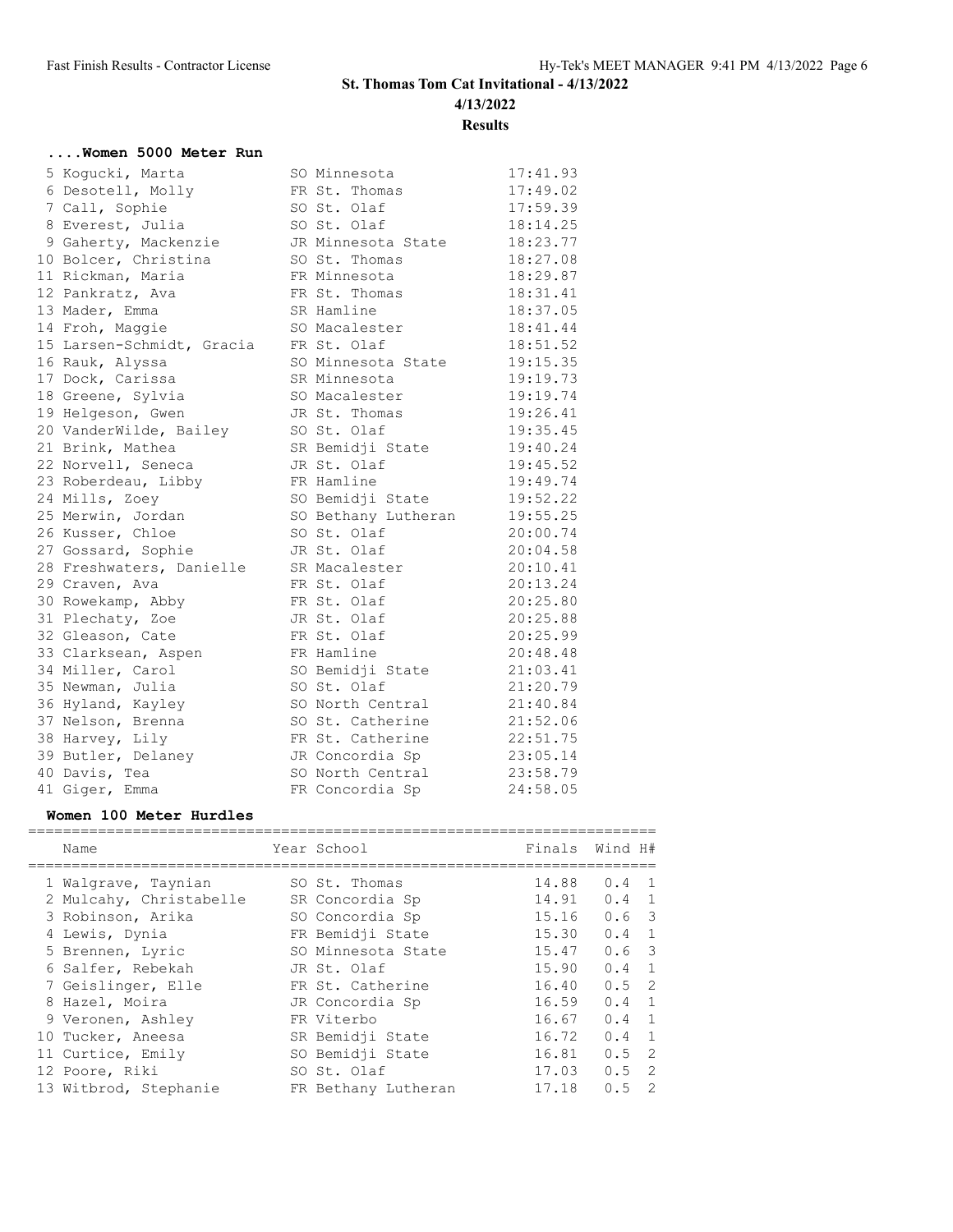## St. Thomas Tom Cat Invitational - 4/13/2022

**4/13/2022**

**Results**

### ....Women 5000 Meter Run

| Place | Name | Year | School | Finals |
|---|---|---|---|---|
| 5 | Kogucki, Marta | SO | Minnesota | 17:41.93 |
| 6 | Desotell, Molly | FR | St. Thomas | 17:49.02 |
| 7 | Call, Sophie | SO | St. Olaf | 17:59.39 |
| 8 | Everest, Julia | SO | St. Olaf | 18:14.25 |
| 9 | Gaherty, Mackenzie | JR | Minnesota State | 18:23.77 |
| 10 | Bolcer, Christina | SO | St. Thomas | 18:27.08 |
| 11 | Rickman, Maria | FR | Minnesota | 18:29.87 |
| 12 | Pankratz, Ava | FR | St. Thomas | 18:31.41 |
| 13 | Mader, Emma | SR | Hamline | 18:37.05 |
| 14 | Froh, Maggie | SO | Macalester | 18:41.44 |
| 15 | Larsen-Schmidt, Gracia | FR | St. Olaf | 18:51.52 |
| 16 | Rauk, Alyssa | SO | Minnesota State | 19:15.35 |
| 17 | Dock, Carissa | SR | Minnesota | 19:19.73 |
| 18 | Greene, Sylvia | SO | Macalester | 19:19.74 |
| 19 | Helgeson, Gwen | JR | St. Thomas | 19:26.41 |
| 20 | VanderWilde, Bailey | SO | St. Olaf | 19:35.45 |
| 21 | Brink, Mathea | SR | Bemidji State | 19:40.24 |
| 22 | Norvell, Seneca | JR | St. Olaf | 19:45.52 |
| 23 | Roberdeau, Libby | FR | Hamline | 19:49.74 |
| 24 | Mills, Zoey | SO | Bemidji State | 19:52.22 |
| 25 | Merwin, Jordan | SO | Bethany Lutheran | 19:55.25 |
| 26 | Kusser, Chloe | SO | St. Olaf | 20:00.74 |
| 27 | Gossard, Sophie | JR | St. Olaf | 20:04.58 |
| 28 | Freshwaters, Danielle | SR | Macalester | 20:10.41 |
| 29 | Craven, Ava | FR | St. Olaf | 20:13.24 |
| 30 | Rowekamp, Abby | FR | St. Olaf | 20:25.80 |
| 31 | Plechaty, Zoe | JR | St. Olaf | 20:25.88 |
| 32 | Gleason, Cate | FR | St. Olaf | 20:25.99 |
| 33 | Clarksean, Aspen | FR | Hamline | 20:48.48 |
| 34 | Miller, Carol | SO | Bemidji State | 21:03.41 |
| 35 | Newman, Julia | SO | St. Olaf | 21:20.79 |
| 36 | Hyland, Kayley | SO | North Central | 21:40.84 |
| 37 | Nelson, Brenna | SO | St. Catherine | 21:52.06 |
| 38 | Harvey, Lily | FR | St. Catherine | 22:51.75 |
| 39 | Butler, Delaney | JR | Concordia Sp | 23:05.14 |
| 40 | Davis, Tea | SO | North Central | 23:58.79 |
| 41 | Giger, Emma | FR | Concordia Sp | 24:58.05 |

### Women 100 Meter Hurdles

| Place | Name | Year | School | Finals | Wind | H# |
|---|---|---|---|---|---|---|
| 1 | Walgrave, Taynian | SO | St. Thomas | 14.88 | 0.4 | 1 |
| 2 | Mulcahy, Christabelle | SR | Concordia Sp | 14.91 | 0.4 | 1 |
| 3 | Robinson, Arika | SO | Concordia Sp | 15.16 | 0.6 | 3 |
| 4 | Lewis, Dynia | FR | Bemidji State | 15.30 | 0.4 | 1 |
| 5 | Brennen, Lyric | SO | Minnesota State | 15.47 | 0.6 | 3 |
| 6 | Salfer, Rebekah | JR | St. Olaf | 15.90 | 0.4 | 1 |
| 7 | Geislinger, Elle | FR | St. Catherine | 16.40 | 0.5 | 2 |
| 8 | Hazel, Moira | JR | Concordia Sp | 16.59 | 0.4 | 1 |
| 9 | Veronen, Ashley | FR | Viterbo | 16.67 | 0.4 | 1 |
| 10 | Tucker, Aneesa | SR | Bemidji State | 16.72 | 0.4 | 1 |
| 11 | Curtice, Emily | SO | Bemidji State | 16.81 | 0.5 | 2 |
| 12 | Poore, Riki | SO | St. Olaf | 17.03 | 0.5 | 2 |
| 13 | Witbrod, Stephanie | FR | Bethany Lutheran | 17.18 | 0.5 | 2 |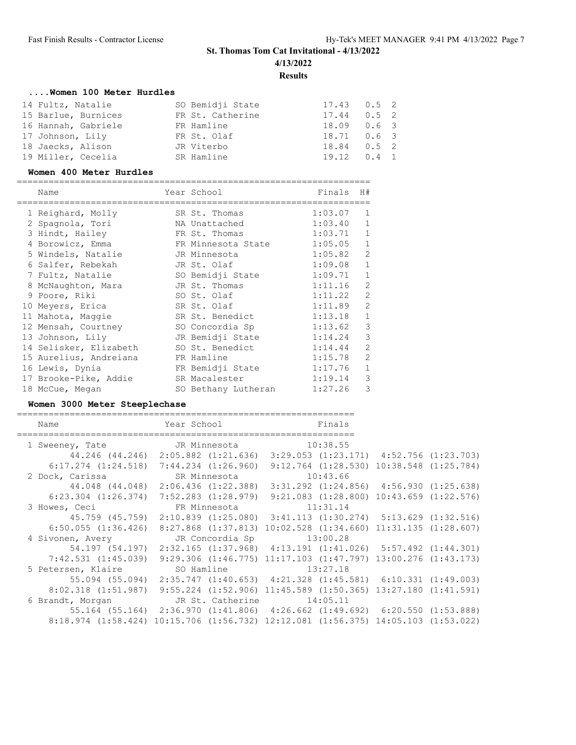St. Thomas Tom Cat Invitational - 4/13/2022

4/13/2022

**Results**

### ....Women 100 Meter Hurdles

| Place | Name | Year | School | Finals | Wind | H# |
|---|---|---|---|---|---|---|
| 14 | Fultz, Natalie | SO | Bemidji State | 17.43 | 0.5 | 2 |
| 15 | Barlue, Burnices | FR | St. Catherine | 17.44 | 0.5 | 2 |
| 16 | Hannah, Gabriele | FR | Hamline | 18.09 | 0.6 | 3 |
| 17 | Johnson, Lily | FR | St. Olaf | 18.71 | 0.6 | 3 |
| 18 | Jaecks, Alison | JR | Viterbo | 18.84 | 0.5 | 2 |
| 19 | Miller, Cecelia | SR | Hamline | 19.12 | 0.4 | 1 |

### Women 400 Meter Hurdles

| Place | Name | Year | School | Finals | H# |
|---|---|---|---|---|---|
| 1 | Reighard, Molly | SR | St. Thomas | 1:03.07 | 1 |
| 2 | Spagnola, Tori | NA | Unattached | 1:03.40 | 1 |
| 3 | Hindt, Hailey | FR | St. Thomas | 1:03.71 | 1 |
| 4 | Borowicz, Emma | FR | Minnesota State | 1:05.05 | 1 |
| 5 | Windels, Natalie | JR | Minnesota | 1:05.82 | 2 |
| 6 | Salfer, Rebekah | JR | St. Olaf | 1:09.08 | 1 |
| 7 | Fultz, Natalie | SO | Bemidji State | 1:09.71 | 1 |
| 8 | McNaughton, Mara | JR | St. Thomas | 1:11.16 | 2 |
| 9 | Poore, Riki | SO | St. Olaf | 1:11.22 | 2 |
| 10 | Meyers, Erica | SR | St. Olaf | 1:11.89 | 2 |
| 11 | Mahota, Maggie | SR | St. Benedict | 1:13.18 | 1 |
| 12 | Mensah, Courtney | SO | Concordia Sp | 1:13.62 | 3 |
| 13 | Johnson, Lily | JR | Bemidji State | 1:14.24 | 3 |
| 14 | Selisker, Elizabeth | SO | St. Benedict | 1:14.44 | 2 |
| 15 | Aurelius, Andreiana | FR | Hamline | 1:15.78 | 2 |
| 16 | Lewis, Dynia | FR | Bemidji State | 1:17.76 | 1 |
| 17 | Brooke-Pike, Addie | SR | Macalester | 1:19.14 | 3 |
| 18 | McCue, Megan | SO | Bethany Lutheran | 1:27.26 | 3 |

### Women 3000 Meter Steeplechase

| Place | Name | Year | School | Finals |
|---|---|---|---|---|
| 1 | Sweeney, Tate | JR | Minnesota | 10:38.55 |
| 2 | Dock, Carissa | SR | Minnesota | 10:43.66 |
| 3 | Howes, Ceci | FR | Minnesota | 11:31.14 |
| 4 | Sivonen, Avery | JR | Concordia Sp | 13:00.28 |
| 5 | Petersen, Klaire | SO | Hamline | 13:27.18 |
| 6 | Brandt, Morgan | JR | St. Catherine | 14:05.11 |

Splits:

```
1 Sweeney, Tate
     44.246 (44.246)  2:05.882 (1:21.636)  3:29.053 (1:23.171)  4:52.756 (1:23.703)
   6:17.274 (1:24.518)  7:44.234 (1:26.960)  9:12.764 (1:28.530) 10:38.548 (1:25.784)
2 Dock, Carissa
     44.048 (44.048)  2:06.436 (1:22.388)  3:31.292 (1:24.856)  4:56.930 (1:25.638)
   6:23.304 (1:26.374)  7:52.283 (1:28.979)  9:21.083 (1:28.800) 10:43.659 (1:22.576)
3 Howes, Ceci
     45.759 (45.759)  2:10.839 (1:25.080)  3:41.113 (1:30.274)  5:13.629 (1:32.516)
   6:50.055 (1:36.426)  8:27.868 (1:37.813) 10:02.528 (1:34.660) 11:31.135 (1:28.607)
4 Sivonen, Avery
     54.197 (54.197)  2:32.165 (1:37.968)  4:13.191 (1:41.026)  5:57.492 (1:44.301)
   7:42.531 (1:45.039)  9:29.306 (1:46.775) 11:17.103 (1:47.797) 13:00.276 (1:43.173)
5 Petersen, Klaire
     55.094 (55.094)  2:35.747 (1:40.653)  4:21.328 (1:45.581)  6:10.331 (1:49.003)
   8:02.318 (1:51.987)  9:55.224 (1:52.906) 11:45.589 (1:50.365) 13:27.180 (1:41.591)
6 Brandt, Morgan
     55.164 (55.164)  2:36.970 (1:41.806)  4:26.662 (1:49.692)  6:20.550 (1:53.888)
   8:18.974 (1:58.424) 10:15.706 (1:56.732) 12:12.081 (1:56.375) 14:05.103 (1:53.022)
```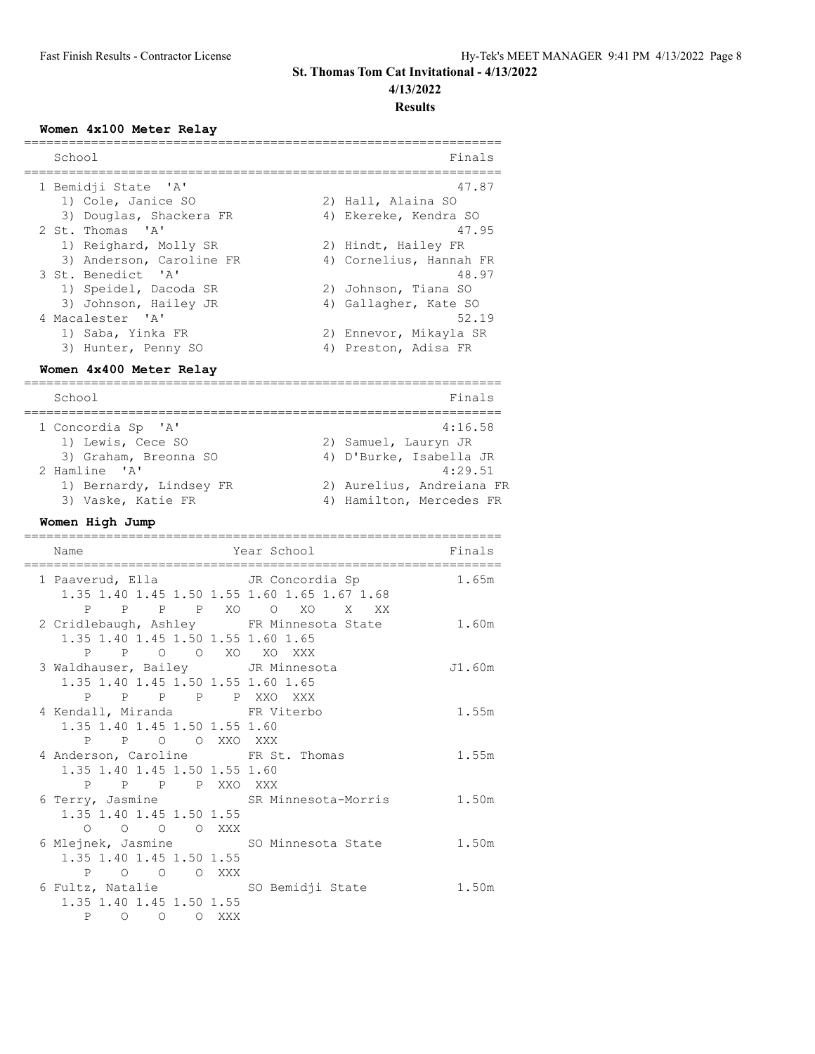# St. Thomas Tom Cat Invitational - 4/13/2022

**4/13/2022**

**Results**

### Women 4x100 Meter Relay

```
================================================================
    School                                                Finals
================================================================
  1 Bemidji State  'A'                                     47.87
     1) Cole, Janice SO                2) Hall, Alaina SO
     3) Douglas, Shackera FR           4) Ekereke, Kendra SO
  2 St. Thomas  'A'                                        47.95
     1) Reighard, Molly SR             2) Hindt, Hailey FR
     3) Anderson, Caroline FR          4) Cornelius, Hannah FR
  3 St. Benedict  'A'                                      48.97
     1) Speidel, Dacoda SR             2) Johnson, Tiana SO
     3) Johnson, Hailey JR             4) Gallagher, Kate SO
  4 Macalester  'A'                                        52.19
     1) Saba, Yinka FR                 2) Ennevor, Mikayla SR
     3) Hunter, Penny SO               4) Preston, Adisa FR
```

### Women 4x400 Meter Relay

```
================================================================
    School                                                Finals
================================================================
  1 Concordia Sp  'A'                                    4:16.58
     1) Lewis, Cece SO                 2) Samuel, Lauryn JR
     3) Graham, Breonna SO             4) D'Burke, Isabella JR
  2 Hamline  'A'                                         4:29.51
     1) Bernardy, Lindsey FR           2) Aurelius, Andreiana FR
     3) Vaske, Katie FR                4) Hamilton, Mercedes FR
```

### Women High Jump

```
================================================================
    Name                    Year School                   Finals
================================================================
  1 Paaverud, Ella             JR Concordia Sp             1.65m
      1.35 1.40 1.45 1.50 1.55 1.60 1.65 1.67 1.68
         P    P    P    P   XO    O   XO    X   XX
  2 Cridlebaugh, Ashley        FR Minnesota State          1.60m
      1.35 1.40 1.45 1.50 1.55 1.60 1.65
         P    P    O    O   XO   XO  XXX
  3 Waldhauser, Bailey         JR Minnesota               J1.60m
      1.35 1.40 1.45 1.50 1.55 1.60 1.65
         P    P    P    P    P  XXO  XXX
  4 Kendall, Miranda           FR Viterbo                  1.55m
      1.35 1.40 1.45 1.50 1.55 1.60
         P    P    O    O  XXO  XXX
  4 Anderson, Caroline         FR St. Thomas               1.55m
      1.35 1.40 1.45 1.50 1.55 1.60
         P    P    P    P  XXO  XXX
  6 Terry, Jasmine             SR Minnesota-Morris         1.50m
      1.35 1.40 1.45 1.50 1.55
         O    O    O    O  XXX
  6 Mlejnek, Jasmine           SO Minnesota State          1.50m
      1.35 1.40 1.45 1.50 1.55
         P    O    O    O  XXX
  6 Fultz, Natalie             SO Bemidji State            1.50m
      1.35 1.40 1.45 1.50 1.55
         P    O    O    O  XXX
```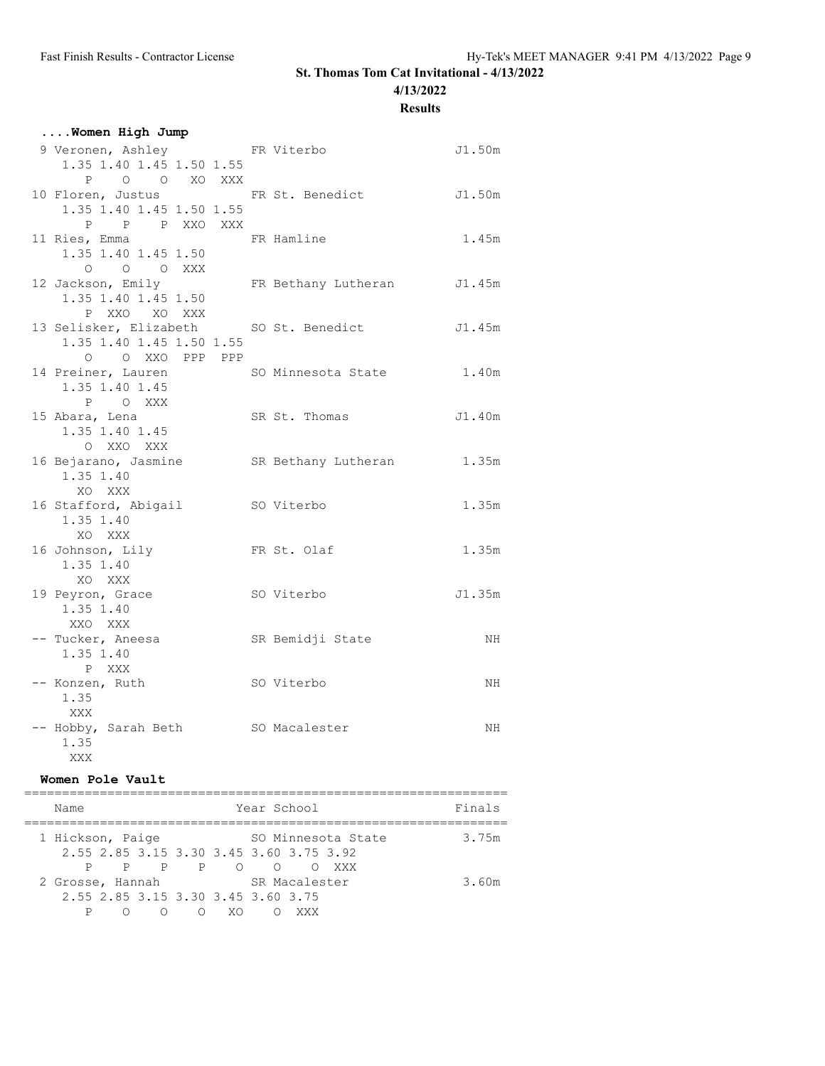# St. Thomas Tom Cat Invitational - 4/13/2022

4/13/2022

**Results**

### ....Women High Jump

```
 9 Veronen, Ashley           FR Viterbo                  J1.50m
    1.35 1.40 1.45 1.50 1.55
       P    O    O   XO  XXX
10 Floren, Justus            FR St. Benedict             J1.50m
    1.35 1.40 1.45 1.50 1.55
       P    P    P  XXO  XXX
11 Ries, Emma                FR Hamline                   1.45m
    1.35 1.40 1.45 1.50
       O    O    O  XXX
12 Jackson, Emily            FR Bethany Lutheran         J1.45m
    1.35 1.40 1.45 1.50
       P  XXO   XO  XXX
13 Selisker, Elizabeth       SO St. Benedict             J1.45m
    1.35 1.40 1.45 1.50 1.55
       O    O  XXO  PPP  PPP
14 Preiner, Lauren           SO Minnesota State           1.40m
    1.35 1.40 1.45
       P    O  XXX
15 Abara, Lena               SR St. Thomas               J1.40m
    1.35 1.40 1.45
       O  XXO  XXX
16 Bejarano, Jasmine         SR Bethany Lutheran          1.35m
    1.35 1.40
      XO  XXX
16 Stafford, Abigail         SO Viterbo                   1.35m
    1.35 1.40
      XO  XXX
16 Johnson, Lily             FR St. Olaf                  1.35m
    1.35 1.40
      XO  XXX
19 Peyron, Grace             SO Viterbo                  J1.35m
    1.35 1.40
     XXO  XXX
-- Tucker, Aneesa            SR Bemidji State                NH
    1.35 1.40
       P  XXX
-- Konzen, Ruth              SO Viterbo                      NH
    1.35
     XXX
-- Hobby, Sarah Beth         SO Macalester                   NH
    1.35
     XXX
```

### Women Pole Vault

```
================================================================
    Name                    Year School                  Finals
================================================================
  1 Hickson, Paige           SO Minnesota State           3.75m
     2.55 2.85 3.15 3.30 3.45 3.60 3.75 3.92
        P    P    P    P    O    O    O  XXX
  2 Grosse, Hannah           SR Macalester                3.60m
     2.55 2.85 3.15 3.30 3.45 3.60 3.75
        P    O    O    O   XO    O  XXX
```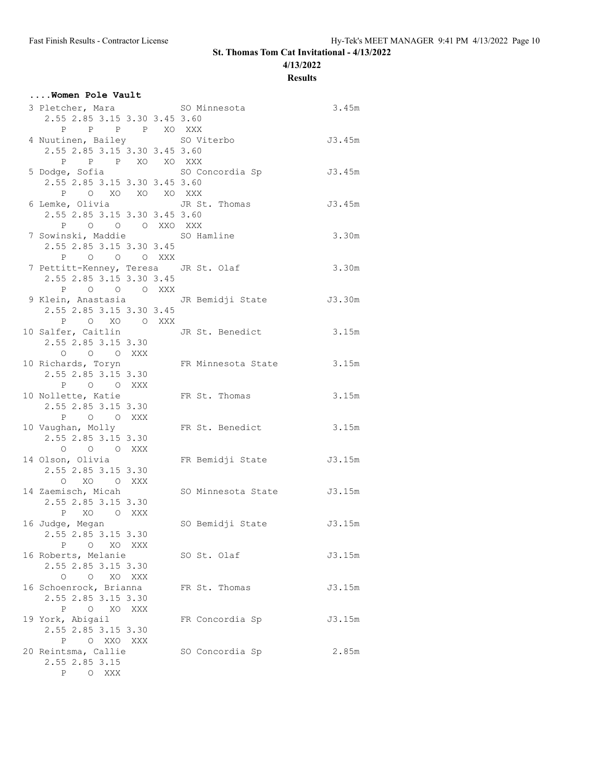# St. Thomas Tom Cat Invitational - 4/13/2022

**4/13/2022**

**Results**

### ....Women Pole Vault

```
  3 Pletcher, Mara             SO Minnesota               3.45m
     2.55 2.85 3.15 3.30 3.45 3.60
        P    P    P    P   XO  XXX
  4 Nuutinen, Bailey           SO Viterbo                J3.45m
     2.55 2.85 3.15 3.30 3.45 3.60
        P    P    P   XO   XO  XXX
  5 Dodge, Sofia               SO Concordia Sp           J3.45m
     2.55 2.85 3.15 3.30 3.45 3.60
        P    O   XO   XO   XO  XXX
  6 Lemke, Olivia              JR St. Thomas             J3.45m
     2.55 2.85 3.15 3.30 3.45 3.60
        P    O    O    O  XXO  XXX
  7 Sowinski, Maddie           SO Hamline                 3.30m
     2.55 2.85 3.15 3.30 3.45
        P    O    O    O  XXX
  7 Pettitt-Kenney, Teresa     JR St. Olaf                3.30m
     2.55 2.85 3.15 3.30 3.45
        P    O    O    O  XXX
  9 Klein, Anastasia           JR Bemidji State          J3.30m
     2.55 2.85 3.15 3.30 3.45
        P    O   XO    O  XXX
 10 Salfer, Caitlin            JR St. Benedict            3.15m
     2.55 2.85 3.15 3.30
        O    O    O  XXX
 10 Richards, Toryn            FR Minnesota State         3.15m
     2.55 2.85 3.15 3.30
        P    O    O  XXX
 10 Nollette, Katie            FR St. Thomas              3.15m
     2.55 2.85 3.15 3.30
        P    O    O  XXX
 10 Vaughan, Molly             FR St. Benedict            3.15m
     2.55 2.85 3.15 3.30
        O    O    O  XXX
 14 Olson, Olivia              FR Bemidji State          J3.15m
     2.55 2.85 3.15 3.30
        O   XO    O  XXX
 14 Zaemisch, Micah            SO Minnesota State        J3.15m
     2.55 2.85 3.15 3.30
        P   XO    O  XXX
 16 Judge, Megan               SO Bemidji State          J3.15m
     2.55 2.85 3.15 3.30
        P    O   XO  XXX
 16 Roberts, Melanie           SO St. Olaf               J3.15m
     2.55 2.85 3.15 3.30
        O    O   XO  XXX
 16 Schoenrock, Brianna        FR St. Thomas             J3.15m
     2.55 2.85 3.15 3.30
        P    O   XO  XXX
 19 York, Abigail              FR Concordia Sp           J3.15m
     2.55 2.85 3.15 3.30
        P    O  XXO  XXX
 20 Reintsma, Callie           SO Concordia Sp            2.85m
     2.55 2.85 3.15
        P    O  XXX
```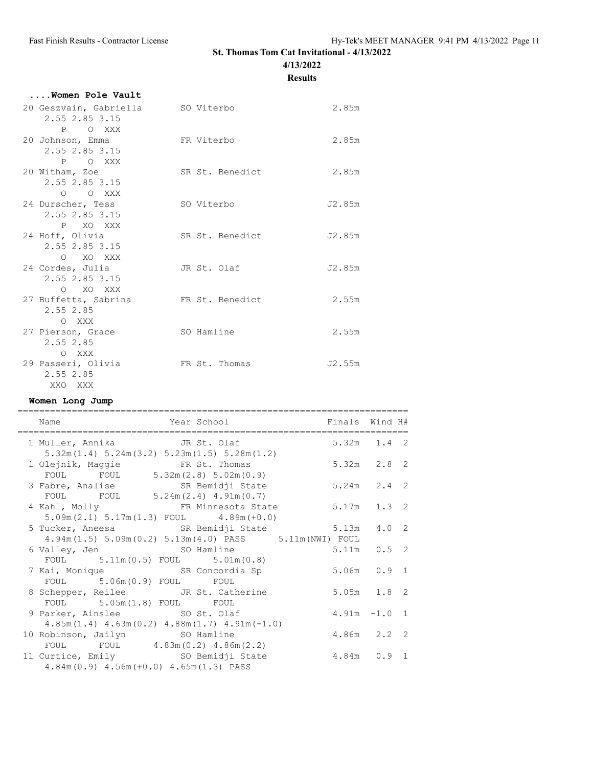## St. Thomas Tom Cat Invitational - 4/13/2022

**4/13/2022**

**Results**

### ....Women Pole Vault

```
 20 Geszvain, Gabriella        SO Viterbo                   2.85m
     2.55 2.85 3.15
        P    O XXX
 20 Johnson, Emma              FR Viterbo                   2.85m
     2.55 2.85 3.15
        P    O XXX
 20 Witham, Zoe                SR St. Benedict              2.85m
     2.55 2.85 3.15
        O    O XXX
 24 Durscher, Tess             SO Viterbo                  J2.85m
     2.55 2.85 3.15
        P   XO XXX
 24 Hoff, Olivia               SR St. Benedict             J2.85m
     2.55 2.85 3.15
        O   XO XXX
 24 Cordes, Julia              JR St. Olaf                 J2.85m
     2.55 2.85 3.15
        O   XO XXX
 27 Buffetta, Sabrina          FR St. Benedict              2.55m
     2.55 2.85
        O  XXX
 27 Pierson, Grace             SO Hamline                   2.55m
     2.55 2.85
        O  XXX
 29 Passeri, Olivia            FR St. Thomas               J2.55m
     2.55 2.85
      XXO  XXX
```

### Women Long Jump

```
=========================================================================
    Name                    Year School                  Finals  Wind H#
=========================================================================
  1 Muller, Annika             JR St. Olaf                5.32m   1.4  2
     5.32m(1.4) 5.24m(3.2) 5.23m(1.5) 5.28m(1.2)
  1 Olejnik, Maggie            FR St. Thomas              5.32m   2.8  2
     FOUL      FOUL      5.32m(2.8) 5.02m(0.9)
  3 Fabre, Analise             SR Bemidji State           5.24m   2.4  2
     FOUL      FOUL      5.24m(2.4) 4.91m(0.7)
  4 Kahl, Molly                FR Minnesota State         5.17m   1.3  2
     5.09m(2.1) 5.17m(1.3) FOUL      4.89m(+0.0)
  5 Tucker, Aneesa             SR Bemidji State           5.13m   4.0  2
     4.94m(1.5) 5.09m(0.2) 5.13m(4.0) PASS      5.11m(NWI) FOUL
  6 Valley, Jen                SO Hamline                 5.11m   0.5  2
     FOUL      5.11m(0.5) FOUL      5.01m(0.8)
  7 Kai, Monique               SR Concordia Sp            5.06m   0.9  1
     FOUL      5.06m(0.9) FOUL      FOUL
  8 Schepper, Reilee           JR St. Catherine           5.05m   1.8  2
     FOUL      5.05m(1.8) FOUL      FOUL
  9 Parker, Ainslee            SO St. Olaf                4.91m  -1.0  1
     4.85m(1.4) 4.63m(0.2) 4.88m(1.7) 4.91m(-1.0)
 10 Robinson, Jailyn           SO Hamline                 4.86m   2.2  2
     FOUL      FOUL      4.83m(0.2) 4.86m(2.2)
 11 Curtice, Emily             SO Bemidji State           4.84m   0.9  1
     4.84m(0.9) 4.56m(+0.0) 4.65m(1.3) PASS
```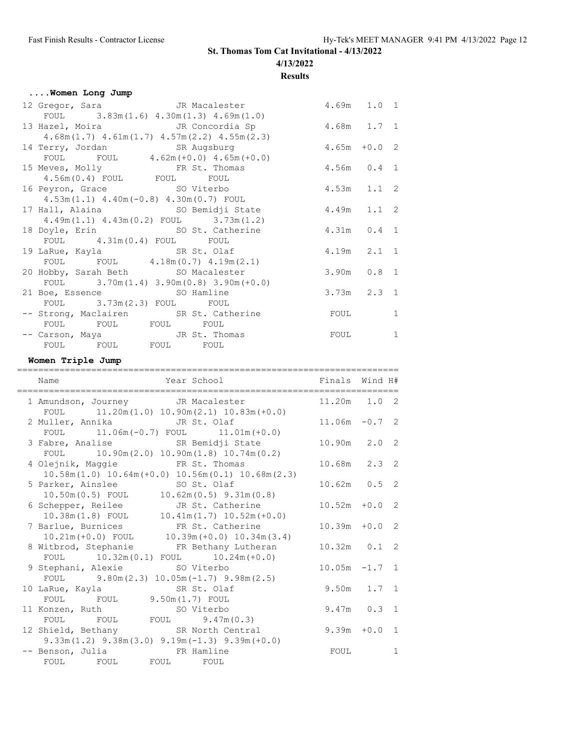# St. Thomas Tom Cat Invitational - 4/13/2022

**4/13/2022**

**Results**

### ....Women Long Jump

```
 12 Gregor, Sara               JR Macalester               4.69m   1.0  1
      FOUL      3.83m(1.6) 4.30m(1.3) 4.69m(1.0)
 13 Hazel, Moira               JR Concordia Sp             4.68m   1.7  1
      4.68m(1.7) 4.61m(1.7) 4.57m(2.2) 4.55m(2.3)
 14 Terry, Jordan              SR Augsburg                 4.65m  +0.0  2
      FOUL      FOUL      4.62m(+0.0) 4.65m(+0.0)
 15 Meves, Molly               FR St. Thomas               4.56m   0.4  1
      4.56m(0.4) FOUL      FOUL      FOUL
 16 Peyron, Grace              SO Viterbo                  4.53m   1.1  2
      4.53m(1.1) 4.40m(-0.8) 4.30m(0.7) FOUL
 17 Hall, Alaina               SO Bemidji State            4.49m   1.1  2
      4.49m(1.1) 4.43m(0.2) FOUL      3.73m(1.2)
 18 Doyle, Erin                SO St. Catherine            4.31m   0.4  1
      FOUL      4.31m(0.4) FOUL      FOUL
 19 LaRue, Kayla               SR St. Olaf                 4.19m   2.1  1
      FOUL      FOUL      4.18m(0.7) 4.19m(2.1)
 20 Hobby, Sarah Beth          SO Macalester               3.90m   0.8  1
      FOUL      3.70m(1.4) 3.90m(0.8) 3.90m(+0.0)
 21 Boe, Essence               SO Hamline                  3.73m   2.3  1
      FOUL      3.73m(2.3) FOUL      FOUL
 -- Strong, Maclairen          SR St. Catherine             FOUL        1
      FOUL      FOUL      FOUL      FOUL
 -- Carson, Maya               JR St. Thomas                FOUL        1
      FOUL      FOUL      FOUL      FOUL
```

### Women Triple Jump

```
=========================================================================
    Name                    Year School                Finals  Wind H#
=========================================================================
  1 Amundson, Journey          JR Macalester              11.20m   1.0  2
      FOUL      11.20m(1.0) 10.90m(2.1) 10.83m(+0.0)
  2 Muller, Annika             JR St. Olaf                11.06m  -0.7  2
      FOUL      11.06m(-0.7) FOUL      11.01m(+0.0)
  3 Fabre, Analise             SR Bemidji State           10.90m   2.0  2
      FOUL      10.90m(2.0) 10.90m(1.8) 10.74m(0.2)
  4 Olejnik, Maggie            FR St. Thomas              10.68m   2.3  2
      10.58m(1.0) 10.64m(+0.0) 10.56m(0.1) 10.68m(2.3)
  5 Parker, Ainslee            SO St. Olaf                10.62m   0.5  2
      10.50m(0.5) FOUL      10.62m(0.5) 9.31m(0.8)
  6 Schepper, Reilee           JR St. Catherine           10.52m  +0.0  2
      10.38m(1.8) FOUL      10.41m(1.7) 10.52m(+0.0)
  7 Barlue, Burnices           FR St. Catherine           10.39m  +0.0  2
      10.21m(+0.0) FOUL      10.39m(+0.0) 10.34m(3.4)
  8 Witbrod, Stephanie         FR Bethany Lutheran        10.32m   0.1  2
      FOUL      10.32m(0.1) FOUL      10.24m(+0.0)
  9 Stephani, Alexie           SO Viterbo                 10.05m  -1.7  1
      FOUL      9.80m(2.3) 10.05m(-1.7) 9.98m(2.5)
 10 LaRue, Kayla               SR St. Olaf                 9.50m   1.7  1
      FOUL      FOUL      9.50m(1.7) FOUL
 11 Konzen, Ruth               SO Viterbo                  9.47m   0.3  1
      FOUL      FOUL      FOUL      9.47m(0.3)
 12 Shield, Bethany            SR North Central            9.39m  +0.0  1
      9.33m(1.2) 9.38m(3.0) 9.19m(-1.3) 9.39m(+0.0)
 -- Benson, Julia              FR Hamline                   FOUL        1
      FOUL      FOUL      FOUL      FOUL
```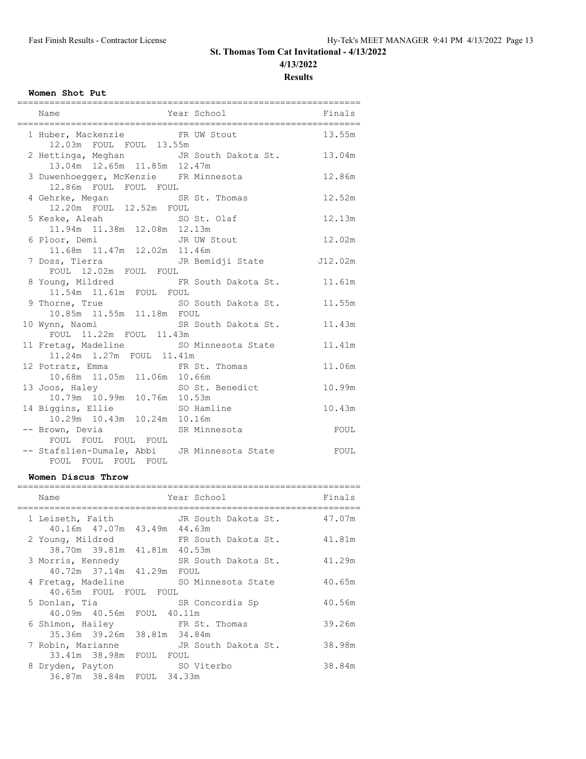# St. Thomas Tom Cat Invitational - 4/13/2022

4/13/2022

**Results**

### Women Shot Put

| Place | Name | Year | School | Finals |
|---|---|---|---|---|
| 1 | Huber, Mackenzie | FR | UW Stout | 13.55m |
| | 12.03m FOUL FOUL 13.55m | | | |
| 2 | Hettinga, Meghan | JR | South Dakota St. | 13.04m |
| | 13.04m 12.65m 11.85m 12.47m | | | |
| 3 | Duwenhoegger, McKenzie | FR | Minnesota | 12.86m |
| | 12.86m FOUL FOUL FOUL | | | |
| 4 | Gehrke, Megan | SR | St. Thomas | 12.52m |
| | 12.20m FOUL 12.52m FOUL | | | |
| 5 | Keske, Aleah | SO | St. Olaf | 12.13m |
| | 11.94m 11.38m 12.08m 12.13m | | | |
| 6 | Ploor, Demi | JR | UW Stout | 12.02m |
| | 11.68m 11.47m 12.02m 11.46m | | | |
| 7 | Doss, Tierra | JR | Bemidji State | J12.02m |
| | FOUL 12.02m FOUL FOUL | | | |
| 8 | Young, Mildred | FR | South Dakota St. | 11.61m |
| | 11.54m 11.61m FOUL FOUL | | | |
| 9 | Thorne, True | SO | South Dakota St. | 11.55m |
| | 10.85m 11.55m 11.18m FOUL | | | |
| 10 | Wynn, Naomi | SR | South Dakota St. | 11.43m |
| | FOUL 11.22m FOUL 11.43m | | | |
| 11 | Fretag, Madeline | SO | Minnesota State | 11.41m |
| | 11.24m 1.27m FOUL 11.41m | | | |
| 12 | Potratz, Emma | FR | St. Thomas | 11.06m |
| | 10.68m 11.05m 11.06m 10.66m | | | |
| 13 | Joos, Haley | SO | St. Benedict | 10.99m |
| | 10.79m 10.99m 10.76m 10.53m | | | |
| 14 | Biggins, Ellie | SO | Hamline | 10.43m |
| | 10.29m 10.43m 10.24m 10.16m | | | |
| -- | Brown, Devia | SR | Minnesota | FOUL |
| | FOUL FOUL FOUL FOUL | | | |
| -- | Stafslien-Dumale, Abbi | JR | Minnesota State | FOUL |
| | FOUL FOUL FOUL FOUL | | | |

### Women Discus Throw

| Place | Name | Year | School | Finals |
|---|---|---|---|---|
| 1 | Leiseth, Faith | JR | South Dakota St. | 47.07m |
| | 40.16m 47.07m 43.49m 44.63m | | | |
| 2 | Young, Mildred | FR | South Dakota St. | 41.81m |
| | 38.70m 39.81m 41.81m 40.53m | | | |
| 3 | Morris, Kennedy | SR | South Dakota St. | 41.29m |
| | 40.72m 37.14m 41.29m FOUL | | | |
| 4 | Fretag, Madeline | SO | Minnesota State | 40.65m |
| | 40.65m FOUL FOUL FOUL | | | |
| 5 | Donlan, Tia | SR | Concordia Sp | 40.56m |
| | 40.09m 40.56m FOUL 40.11m | | | |
| 6 | Shimon, Hailey | FR | St. Thomas | 39.26m |
| | 35.36m 39.26m 38.81m 34.84m | | | |
| 7 | Robin, Marianne | JR | South Dakota St. | 38.98m |
| | 33.41m 38.98m FOUL FOUL | | | |
| 8 | Dryden, Payton | SO | Viterbo | 38.84m |
| | 36.87m 38.84m FOUL 34.33m | | | |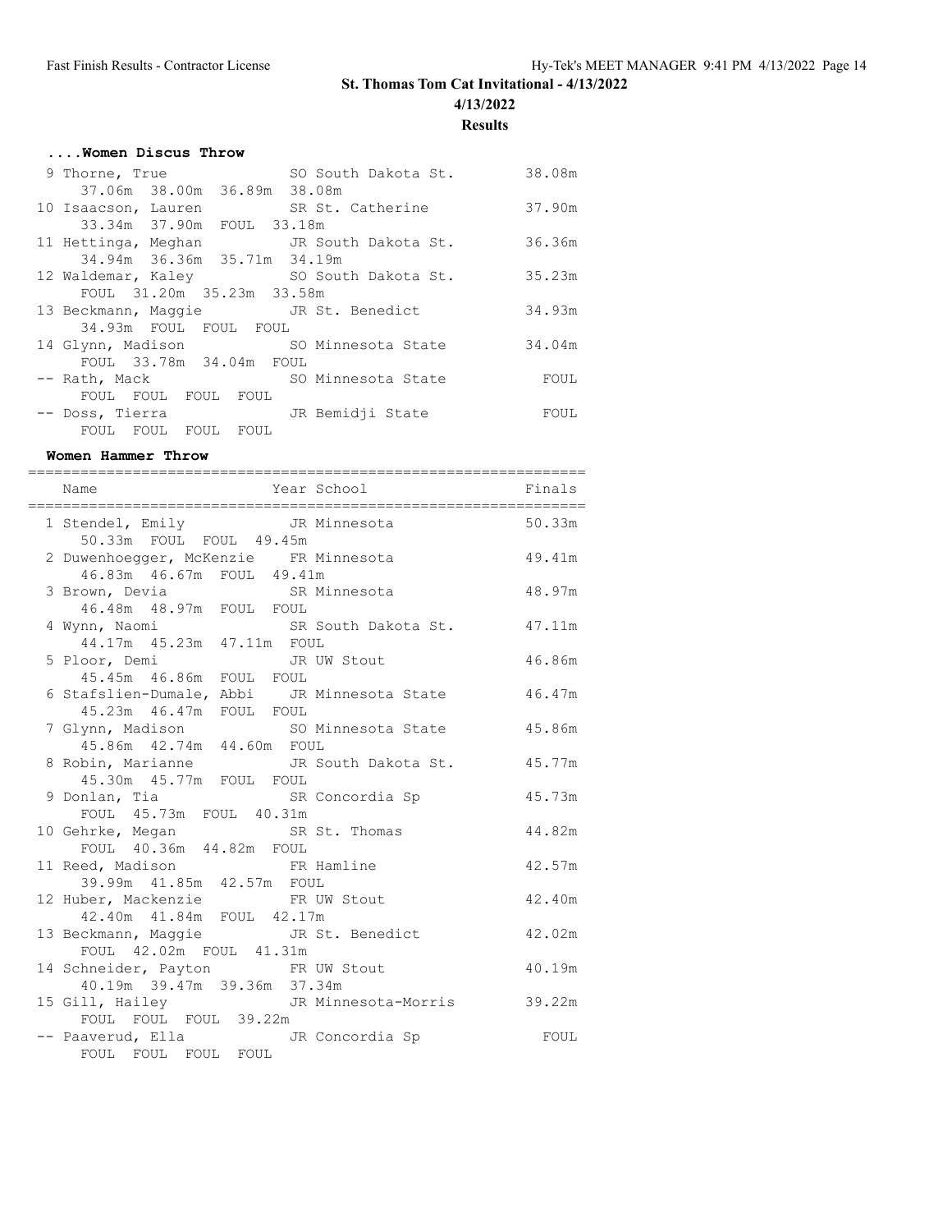# St. Thomas Tom Cat Invitational - 4/13/2022

4/13/2022

**Results**

### ....Women Discus Throw

| Place | Name | Year | School | Finals |
|---|---|---|---|---|
| 9 | Thorne, True | SO | South Dakota St. | 38.08m |
| | 37.06m 38.00m 36.89m 38.08m | | | |
| 10 | Isaacson, Lauren | SR | St. Catherine | 37.90m |
| | 33.34m 37.90m FOUL 33.18m | | | |
| 11 | Hettinga, Meghan | JR | South Dakota St. | 36.36m |
| | 34.94m 36.36m 35.71m 34.19m | | | |
| 12 | Waldemar, Kaley | SO | South Dakota St. | 35.23m |
| | FOUL 31.20m 35.23m 33.58m | | | |
| 13 | Beckmann, Maggie | JR | St. Benedict | 34.93m |
| | 34.93m FOUL FOUL FOUL | | | |
| 14 | Glynn, Madison | SO | Minnesota State | 34.04m |
| | FOUL 33.78m 34.04m FOUL | | | |
| -- | Rath, Mack | SO | Minnesota State | FOUL |
| | FOUL FOUL FOUL FOUL | | | |
| -- | Doss, Tierra | JR | Bemidji State | FOUL |
| | FOUL FOUL FOUL FOUL | | | |

### Women Hammer Throw

| Place | Name | Year | School | Finals |
|---|---|---|---|---|
| 1 | Stendel, Emily | JR | Minnesota | 50.33m |
| | 50.33m FOUL FOUL 49.45m | | | |
| 2 | Duwenhoegger, McKenzie | FR | Minnesota | 49.41m |
| | 46.83m 46.67m FOUL 49.41m | | | |
| 3 | Brown, Devia | SR | Minnesota | 48.97m |
| | 46.48m 48.97m FOUL FOUL | | | |
| 4 | Wynn, Naomi | SR | South Dakota St. | 47.11m |
| | 44.17m 45.23m 47.11m FOUL | | | |
| 5 | Ploor, Demi | JR | UW Stout | 46.86m |
| | 45.45m 46.86m FOUL FOUL | | | |
| 6 | Stafslien-Dumale, Abbi | JR | Minnesota State | 46.47m |
| | 45.23m 46.47m FOUL FOUL | | | |
| 7 | Glynn, Madison | SO | Minnesota State | 45.86m |
| | 45.86m 42.74m 44.60m FOUL | | | |
| 8 | Robin, Marianne | JR | South Dakota St. | 45.77m |
| | 45.30m 45.77m FOUL FOUL | | | |
| 9 | Donlan, Tia | SR | Concordia Sp | 45.73m |
| | FOUL 45.73m FOUL 40.31m | | | |
| 10 | Gehrke, Megan | SR | St. Thomas | 44.82m |
| | FOUL 40.36m 44.82m FOUL | | | |
| 11 | Reed, Madison | FR | Hamline | 42.57m |
| | 39.99m 41.85m 42.57m FOUL | | | |
| 12 | Huber, Mackenzie | FR | UW Stout | 42.40m |
| | 42.40m 41.84m FOUL 42.17m | | | |
| 13 | Beckmann, Maggie | JR | St. Benedict | 42.02m |
| | FOUL 42.02m FOUL 41.31m | | | |
| 14 | Schneider, Payton | FR | UW Stout | 40.19m |
| | 40.19m 39.47m 39.36m 37.34m | | | |
| 15 | Gill, Hailey | JR | Minnesota-Morris | 39.22m |
| | FOUL FOUL FOUL 39.22m | | | |
| -- | Paaverud, Ella | JR | Concordia Sp | FOUL |
| | FOUL FOUL FOUL FOUL | | | |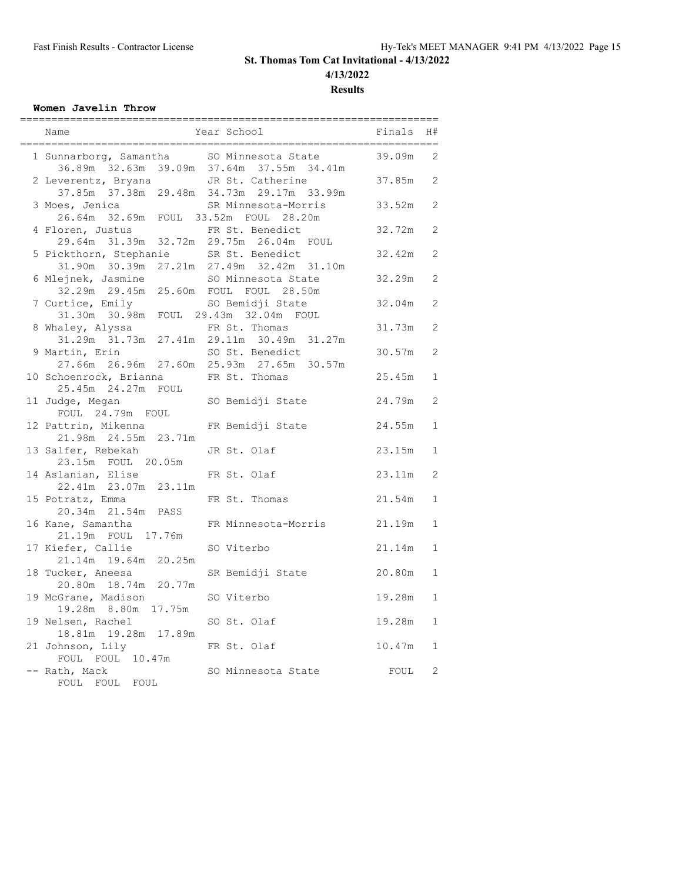St. Thomas Tom Cat Invitational - 4/13/2022

4/13/2022

**Results**

**Women Javelin Throw**

| Place | Name | Year | School | Finals | H# |
|---|---|---|---|---|---|
| 1 | Sunnarborg, Samantha | SO | Minnesota State | 39.09m | 2 |
| | 36.89m 32.63m 39.09m 37.64m 37.55m 34.41m | | | | |
| 2 | Leverentz, Bryana | JR | St. Catherine | 37.85m | 2 |
| | 37.85m 37.38m 29.48m 34.73m 29.17m 33.99m | | | | |
| 3 | Moes, Jenica | SR | Minnesota-Morris | 33.52m | 2 |
| | 26.64m 32.69m FOUL 33.52m FOUL 28.20m | | | | |
| 4 | Floren, Justus | FR | St. Benedict | 32.72m | 2 |
| | 29.64m 31.39m 32.72m 29.75m 26.04m FOUL | | | | |
| 5 | Pickthorn, Stephanie | SR | St. Benedict | 32.42m | 2 |
| | 31.90m 30.39m 27.21m 27.49m 32.42m 31.10m | | | | |
| 6 | Mlejnek, Jasmine | SO | Minnesota State | 32.29m | 2 |
| | 32.29m 29.45m 25.60m FOUL FOUL 28.50m | | | | |
| 7 | Curtice, Emily | SO | Bemidji State | 32.04m | 2 |
| | 31.30m 30.98m FOUL 29.43m 32.04m FOUL | | | | |
| 8 | Whaley, Alyssa | FR | St. Thomas | 31.73m | 2 |
| | 31.29m 31.73m 27.41m 29.11m 30.49m 31.27m | | | | |
| 9 | Martin, Erin | SO | St. Benedict | 30.57m | 2 |
| | 27.66m 26.96m 27.60m 25.93m 27.65m 30.57m | | | | |
| 10 | Schoenrock, Brianna | FR | St. Thomas | 25.45m | 1 |
| | 25.45m 24.27m FOUL | | | | |
| 11 | Judge, Megan | SO | Bemidji State | 24.79m | 2 |
| | FOUL 24.79m FOUL | | | | |
| 12 | Pattrin, Mikenna | FR | Bemidji State | 24.55m | 1 |
| | 21.98m 24.55m 23.71m | | | | |
| 13 | Salfer, Rebekah | JR | St. Olaf | 23.15m | 1 |
| | 23.15m FOUL 20.05m | | | | |
| 14 | Aslanian, Elise | FR | St. Olaf | 23.11m | 2 |
| | 22.41m 23.07m 23.11m | | | | |
| 15 | Potratz, Emma | FR | St. Thomas | 21.54m | 1 |
| | 20.34m 21.54m PASS | | | | |
| 16 | Kane, Samantha | FR | Minnesota-Morris | 21.19m | 1 |
| | 21.19m FOUL 17.76m | | | | |
| 17 | Kiefer, Callie | SO | Viterbo | 21.14m | 1 |
| | 21.14m 19.64m 20.25m | | | | |
| 18 | Tucker, Aneesa | SR | Bemidji State | 20.80m | 1 |
| | 20.80m 18.74m 20.77m | | | | |
| 19 | McGrane, Madison | SO | Viterbo | 19.28m | 1 |
| | 19.28m 8.80m 17.75m | | | | |
| 19 | Nelsen, Rachel | SO | St. Olaf | 19.28m | 1 |
| | 18.81m 19.28m 17.89m | | | | |
| 21 | Johnson, Lily | FR | St. Olaf | 10.47m | 1 |
| | FOUL FOUL 10.47m | | | | |
| -- | Rath, Mack | SO | Minnesota State | FOUL | 2 |
| | FOUL FOUL FOUL | | | | |